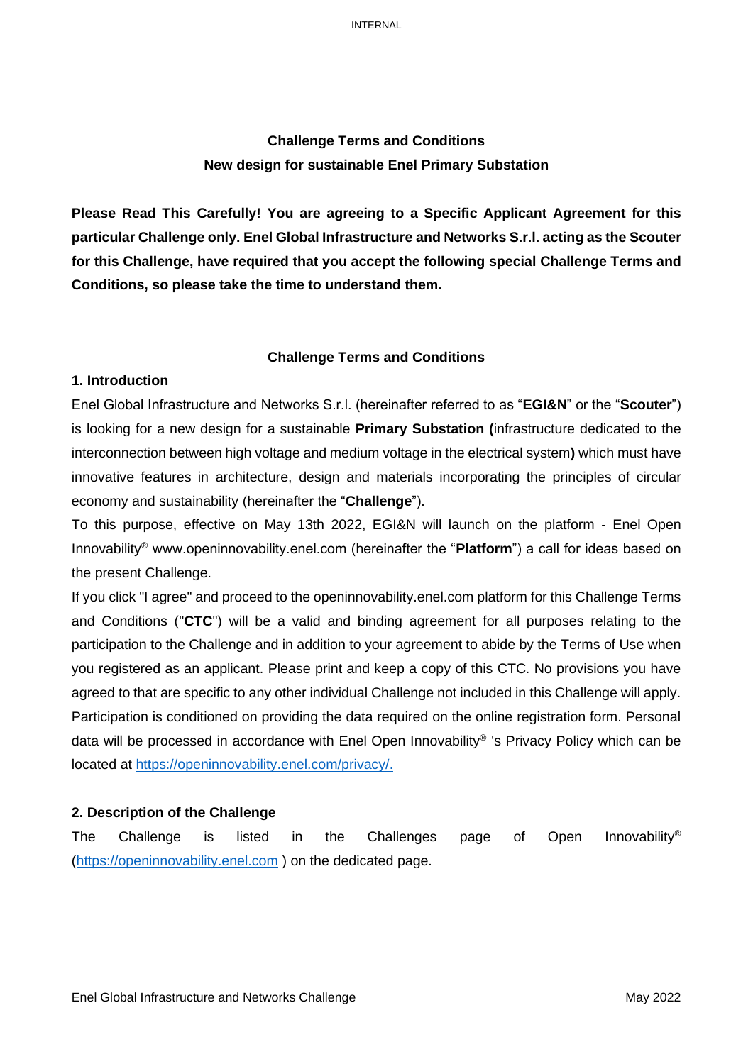**Challenge Terms and Conditions**

**New design for sustainable Enel Primary Substation**

**Please Read This Carefully! You are agreeing to a Specific Applicant Agreement for this particular Challenge only. Enel Global Infrastructure and Networks S.r.l. acting as the Scouter for this Challenge, have required that you accept the following special Challenge Terms and Conditions, so please take the time to understand them.**

**Challenge Terms and Conditions**

## 1. Introduction

Enel Global Infrastructure and Networks S.r.l. (hereinafter referred to as "**EGI&N**" or the "**Scouter**") is looking for a new design for a sustainable **Primary Substation (**infrastructure dedicated to the interconnection between high voltage and medium voltage in the electrical system**)** which must have innovative features in architecture, design and materials incorporating the principles of circular economy and sustainability (hereinafter the "**Challenge**").

To this purpose, effective on May 13th 2022, EGI&N will launch on the platform - Enel Open Innovability® www.openinnovability.enel.com (hereinafter the "**Platform**") a call for ideas based on the present Challenge.

If you click "I agree" and proceed to the openinnovability.enel.com platform for this Challenge Terms and Conditions ("**CTC**") will be a valid and binding agreement for all purposes relating to the participation to the Challenge and in addition to your agreement to abide by the Terms of Use when you registered as an applicant. Please print and keep a copy of this CTC. No provisions you have agreed to that are specific to any other individual Challenge not included in this Challenge will apply. Participation is conditioned on providing the data required on the online registration form. Personal data will be processed in accordance with Enel Open Innovability® 's Privacy Policy which can be located at [https://openinnovability.enel.com/privacy/.](https://openinnovability.enel.com/privacy/)

## 2. Description of the Challenge

The Challenge is listed in the Challenges page of Open Innovability® ([https://openinnovability.enel.com](https://openinnovability.enel.com) ) on the dedicated page.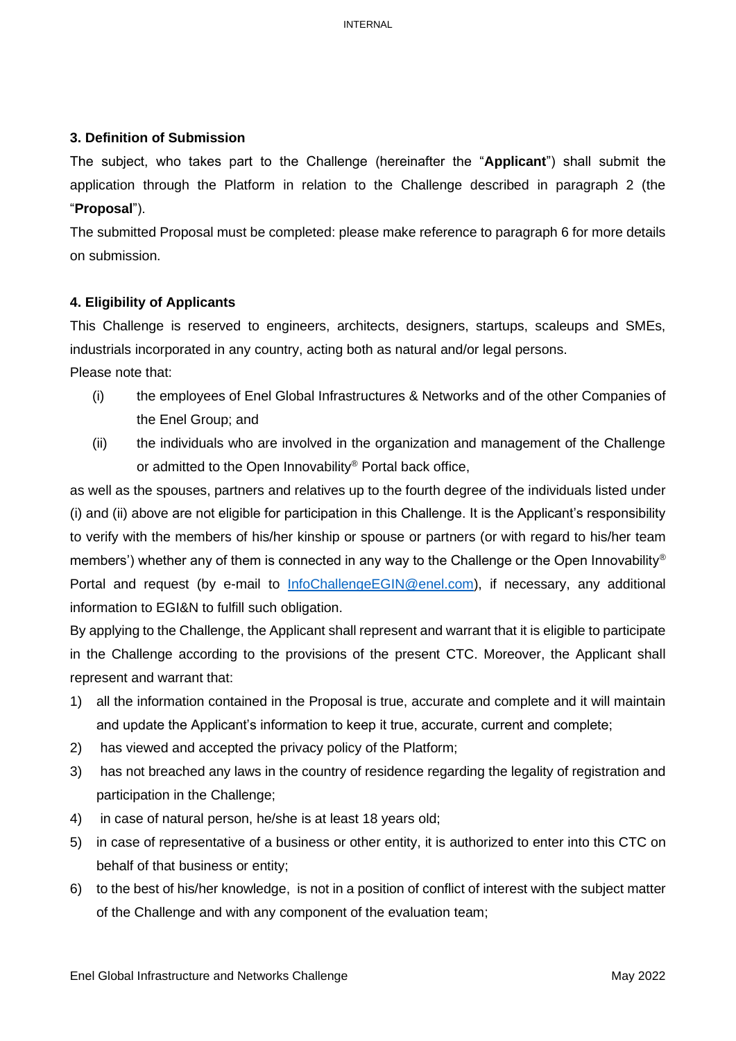### 3. Definition of Submission

The subject, who takes part to the Challenge (hereinafter the "**Applicant**") shall submit the application through the Platform in relation to the Challenge described in paragraph 2 (the "**Proposal**").

The submitted Proposal must be completed: please make reference to paragraph 6 for more details on submission.

### 4. Eligibility of Applicants

This Challenge is reserved to engineers, architects, designers, startups, scaleups and SMEs, industrials incorporated in any country, acting both as natural and/or legal persons.

Please note that:

- (i) the employees of Enel Global Infrastructures & Networks and of the other Companies of the Enel Group; and
- (ii) the individuals who are involved in the organization and management of the Challenge or admitted to the Open Innovability® Portal back office,

as well as the spouses, partners and relatives up to the fourth degree of the individuals listed under (i) and (ii) above are not eligible for participation in this Challenge. It is the Applicant's responsibility to verify with the members of his/her kinship or spouse or partners (or with regard to his/her team members') whether any of them is connected in any way to the Challenge or the Open Innovability® Portal and request (by e-mail to [InfoChallengeEGIN@enel.com](mailto:InfoChallengeEGIN@enel.com)), if necessary, any additional information to EGI&N to fulfill such obligation.

By applying to the Challenge, the Applicant shall represent and warrant that it is eligible to participate in the Challenge according to the provisions of the present CTC. Moreover, the Applicant shall represent and warrant that:

1) all the information contained in the Proposal is true, accurate and complete and it will maintain and update the Applicant's information to keep it true, accurate, current and complete;
2) has viewed and accepted the privacy policy of the Platform;
3) has not breached any laws in the country of residence regarding the legality of registration and participation in the Challenge;
4) in case of natural person, he/she is at least 18 years old;
5) in case of representative of a business or other entity, it is authorized to enter into this CTC on behalf of that business or entity;
6) to the best of his/her knowledge, is not in a position of conflict of interest with the subject matter of the Challenge and with any component of the evaluation team;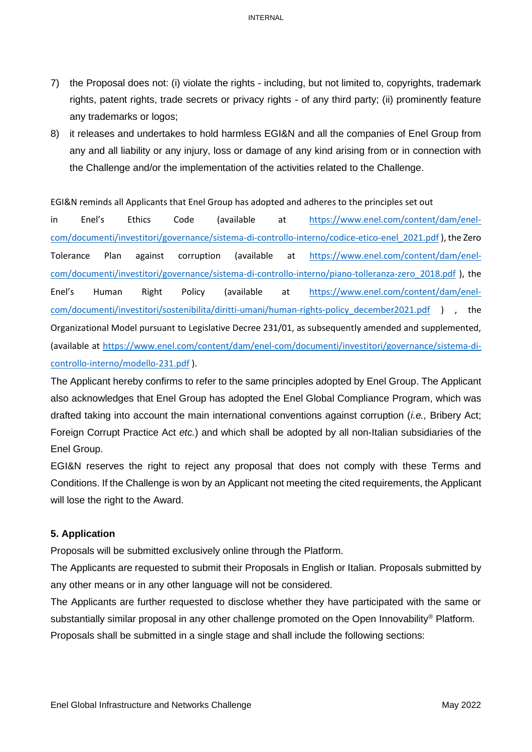7) the Proposal does not: (i) violate the rights - including, but not limited to, copyrights, trademark rights, patent rights, trade secrets or privacy rights - of any third party; (ii) prominently feature any trademarks or logos;
8) it releases and undertakes to hold harmless EGI&N and all the companies of Enel Group from any and all liability or any injury, loss or damage of any kind arising from or in connection with the Challenge and/or the implementation of the activities related to the Challenge.

EGI&N reminds all Applicants that Enel Group has adopted and adheres to the principles set out in Enel's Ethics Code (available at https://www.enel.com/content/dam/enel-com/documenti/investitori/governance/sistema-di-controllo-interno/codice-etico-enel_2021.pdf ), the Zero Tolerance Plan against corruption (available at https://www.enel.com/content/dam/enel-com/documenti/investitori/governance/sistema-di-controllo-interno/piano-tolleranza-zero_2018.pdf ), the Enel's Human Right Policy (available at https://www.enel.com/content/dam/enel-com/documenti/investitori/sostenibilita/diritti-umani/human-rights-policy_december2021.pdf ) , the Organizational Model pursuant to Legislative Decree 231/01, as subsequently amended and supplemented, (available at https://www.enel.com/content/dam/enel-com/documenti/investitori/governance/sistema-di-controllo-interno/modello-231.pdf ).

The Applicant hereby confirms to refer to the same principles adopted by Enel Group. The Applicant also acknowledges that Enel Group has adopted the Enel Global Compliance Program, which was drafted taking into account the main international conventions against corruption (*i.e.,* Bribery Act; Foreign Corrupt Practice Act *etc.*) and which shall be adopted by all non-Italian subsidiaries of the Enel Group.

EGI&N reserves the right to reject any proposal that does not comply with these Terms and Conditions. If the Challenge is won by an Applicant not meeting the cited requirements, the Applicant will lose the right to the Award.

### 5. Application

Proposals will be submitted exclusively online through the Platform.

The Applicants are requested to submit their Proposals in English or Italian. Proposals submitted by any other means or in any other language will not be considered.

The Applicants are further requested to disclose whether they have participated with the same or substantially similar proposal in any other challenge promoted on the Open Innovability® Platform.

Proposals shall be submitted in a single stage and shall include the following sections: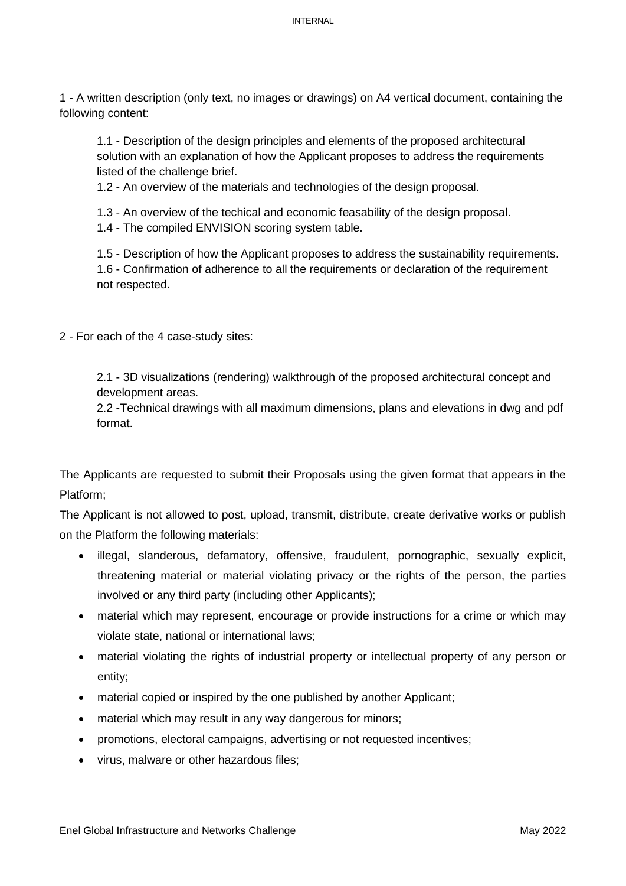1 - A written description (only text, no images or drawings) on A4 vertical document, containing the following content:

1.1 - Description of the design principles and elements of the proposed architectural solution with an explanation of how the Applicant proposes to address the requirements listed of the challenge brief.

1.2 - An overview of the materials and technologies of the design proposal.

1.3 - An overview of the techical and economic feasability of the design proposal.

1.4 - The compiled ENVISION scoring system table.

1.5 - Description of how the Applicant proposes to address the sustainability requirements.

1.6 - Confirmation of adherence to all the requirements or declaration of the requirement not respected.

2 - For each of the 4 case-study sites:

2.1 - 3D visualizations (rendering) walkthrough of the proposed architectural concept and development areas.

2.2 -Technical drawings with all maximum dimensions, plans and elevations in dwg and pdf format.

The Applicants are requested to submit their Proposals using the given format that appears in the Platform;

The Applicant is not allowed to post, upload, transmit, distribute, create derivative works or publish on the Platform the following materials:

- illegal, slanderous, defamatory, offensive, fraudulent, pornographic, sexually explicit, threatening material or material violating privacy or the rights of the person, the parties involved or any third party (including other Applicants);
- material which may represent, encourage or provide instructions for a crime or which may violate state, national or international laws;
- material violating the rights of industrial property or intellectual property of any person or entity;
- material copied or inspired by the one published by another Applicant;
- material which may result in any way dangerous for minors;
- promotions, electoral campaigns, advertising or not requested incentives;
- virus, malware or other hazardous files;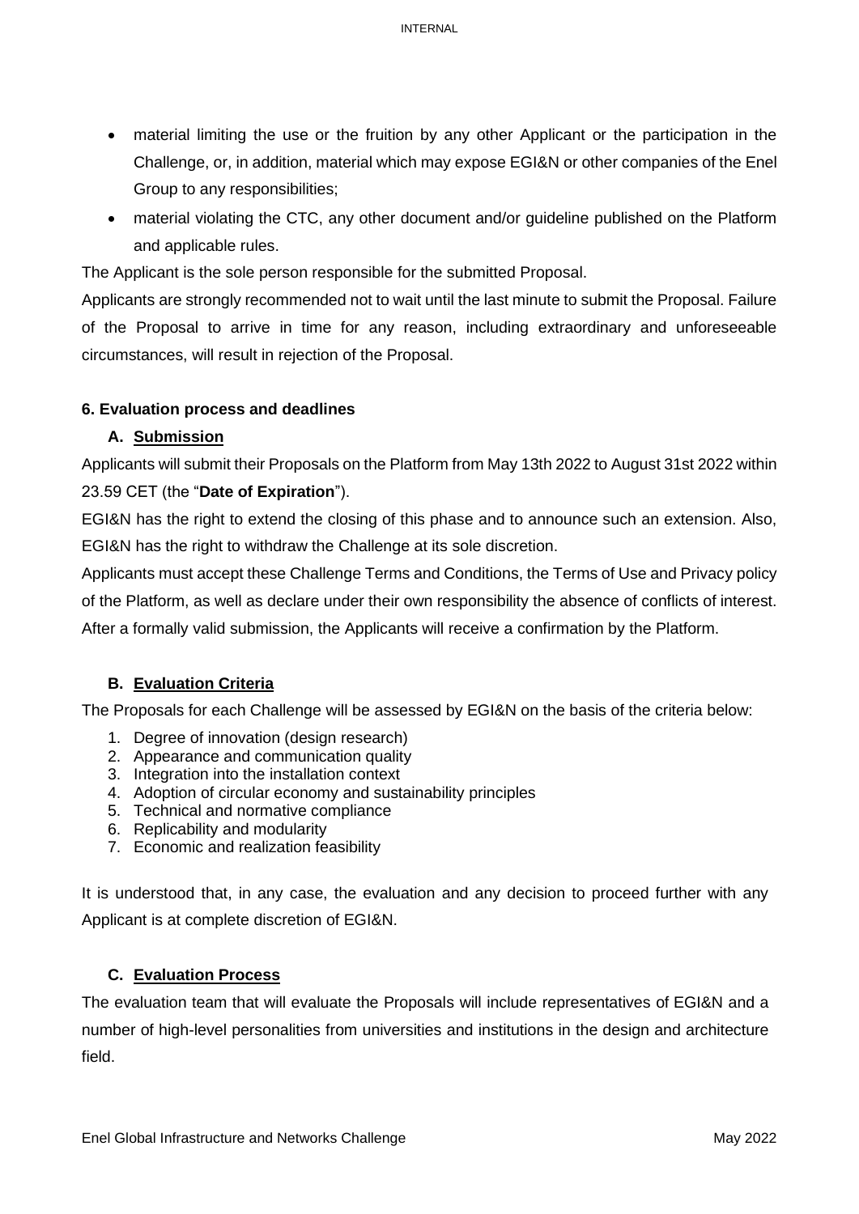- material limiting the use or the fruition by any other Applicant or the participation in the Challenge, or, in addition, material which may expose EGI&N or other companies of the Enel Group to any responsibilities;
- material violating the CTC, any other document and/or guideline published on the Platform and applicable rules.

The Applicant is the sole person responsible for the submitted Proposal.

Applicants are strongly recommended not to wait until the last minute to submit the Proposal. Failure of the Proposal to arrive in time for any reason, including extraordinary and unforeseeable circumstances, will result in rejection of the Proposal.

## 6. Evaluation process and deadlines

### A. Submission

Applicants will submit their Proposals on the Platform from May 13th 2022 to August 31st 2022 within 23.59 CET (the "**Date of Expiration**").

EGI&N has the right to extend the closing of this phase and to announce such an extension. Also, EGI&N has the right to withdraw the Challenge at its sole discretion.

Applicants must accept these Challenge Terms and Conditions, the Terms of Use and Privacy policy of the Platform, as well as declare under their own responsibility the absence of conflicts of interest. After a formally valid submission, the Applicants will receive a confirmation by the Platform.

### B. Evaluation Criteria

The Proposals for each Challenge will be assessed by EGI&N on the basis of the criteria below:

1. Degree of innovation (design research)
2. Appearance and communication quality
3. Integration into the installation context
4. Adoption of circular economy and sustainability principles
5. Technical and normative compliance
6. Replicability and modularity
7. Economic and realization feasibility

It is understood that, in any case, the evaluation and any decision to proceed further with any Applicant is at complete discretion of EGI&N.

### C. Evaluation Process

The evaluation team that will evaluate the Proposals will include representatives of EGI&N and a number of high-level personalities from universities and institutions in the design and architecture field.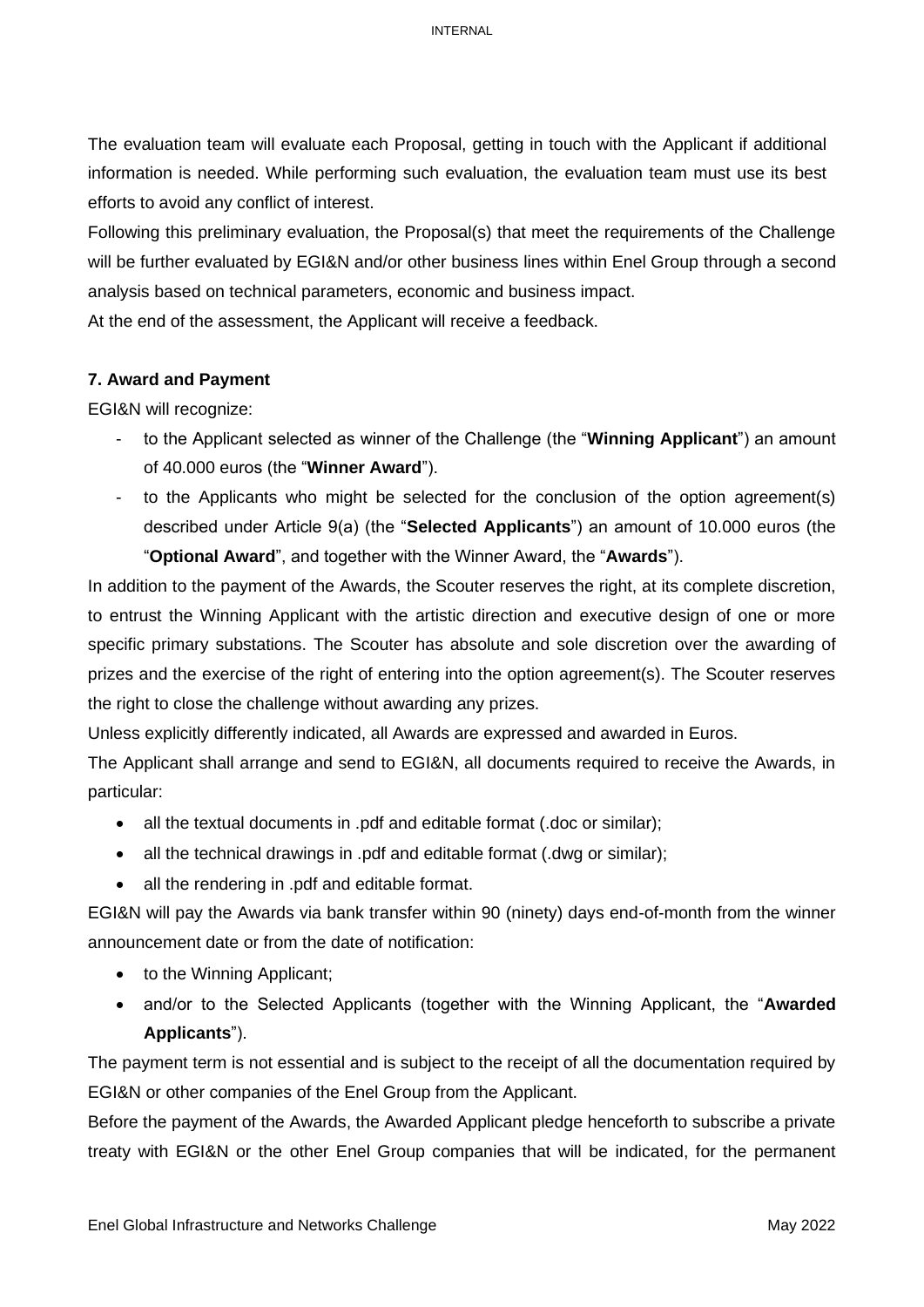The evaluation team will evaluate each Proposal, getting in touch with the Applicant if additional information is needed. While performing such evaluation, the evaluation team must use its best efforts to avoid any conflict of interest.

Following this preliminary evaluation, the Proposal(s) that meet the requirements of the Challenge will be further evaluated by EGI&N and/or other business lines within Enel Group through a second analysis based on technical parameters, economic and business impact.

At the end of the assessment, the Applicant will receive a feedback.

**7. Award and Payment**

EGI&N will recognize:

- to the Applicant selected as winner of the Challenge (the "**Winning Applicant**") an amount of 40.000 euros (the "**Winner Award**").
- to the Applicants who might be selected for the conclusion of the option agreement(s) described under Article 9(a) (the "**Selected Applicants**") an amount of 10.000 euros (the "**Optional Award**", and together with the Winner Award, the "**Awards**").

In addition to the payment of the Awards, the Scouter reserves the right, at its complete discretion, to entrust the Winning Applicant with the artistic direction and executive design of one or more specific primary substations. The Scouter has absolute and sole discretion over the awarding of prizes and the exercise of the right of entering into the option agreement(s). The Scouter reserves the right to close the challenge without awarding any prizes.

Unless explicitly differently indicated, all Awards are expressed and awarded in Euros.

The Applicant shall arrange and send to EGI&N, all documents required to receive the Awards, in particular:

- all the textual documents in .pdf and editable format (.doc or similar);
- all the technical drawings in .pdf and editable format (.dwg or similar);
- all the rendering in .pdf and editable format.

EGI&N will pay the Awards via bank transfer within 90 (ninety) days end-of-month from the winner announcement date or from the date of notification:

- to the Winning Applicant;
- and/or to the Selected Applicants (together with the Winning Applicant, the "**Awarded Applicants**").

The payment term is not essential and is subject to the receipt of all the documentation required by EGI&N or other companies of the Enel Group from the Applicant.

Before the payment of the Awards, the Awarded Applicant pledge henceforth to subscribe a private treaty with EGI&N or the other Enel Group companies that will be indicated, for the permanent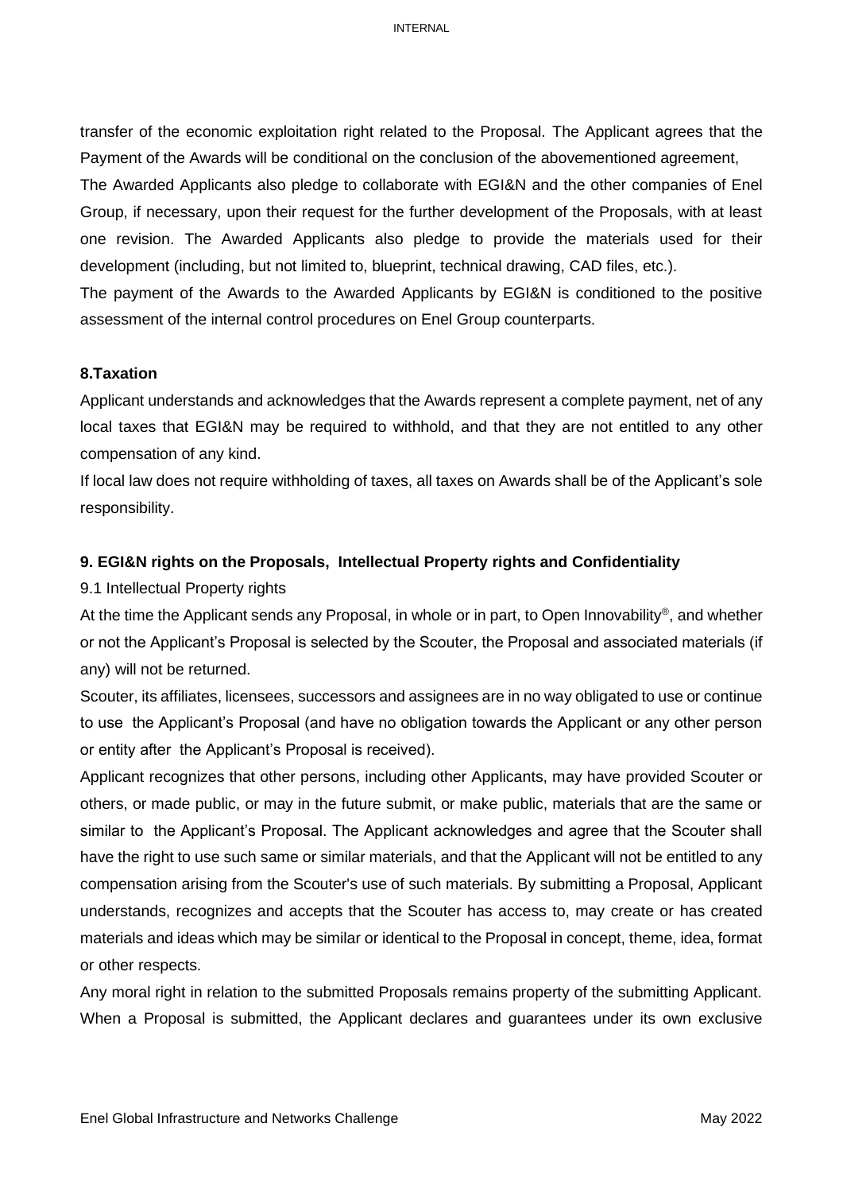transfer of the economic exploitation right related to the Proposal. The Applicant agrees that the Payment of the Awards will be conditional on the conclusion of the abovementioned agreement,

The Awarded Applicants also pledge to collaborate with EGI&N and the other companies of Enel Group, if necessary, upon their request for the further development of the Proposals, with at least one revision. The Awarded Applicants also pledge to provide the materials used for their development (including, but not limited to, blueprint, technical drawing, CAD files, etc.).

The payment of the Awards to the Awarded Applicants by EGI&N is conditioned to the positive assessment of the internal control procedures on Enel Group counterparts.

**8.Taxation**

Applicant understands and acknowledges that the Awards represent a complete payment, net of any local taxes that EGI&N may be required to withhold, and that they are not entitled to any other compensation of any kind.

If local law does not require withholding of taxes, all taxes on Awards shall be of the Applicant's sole responsibility.

**9. EGI&N rights on the Proposals, Intellectual Property rights and Confidentiality**

9.1 Intellectual Property rights

At the time the Applicant sends any Proposal, in whole or in part, to Open Innovability®, and whether or not the Applicant's Proposal is selected by the Scouter, the Proposal and associated materials (if any) will not be returned.

Scouter, its affiliates, licensees, successors and assignees are in no way obligated to use or continue to use the Applicant's Proposal (and have no obligation towards the Applicant or any other person or entity after the Applicant's Proposal is received).

Applicant recognizes that other persons, including other Applicants, may have provided Scouter or others, or made public, or may in the future submit, or make public, materials that are the same or similar to the Applicant's Proposal. The Applicant acknowledges and agree that the Scouter shall have the right to use such same or similar materials, and that the Applicant will not be entitled to any compensation arising from the Scouter's use of such materials. By submitting a Proposal, Applicant understands, recognizes and accepts that the Scouter has access to, may create or has created materials and ideas which may be similar or identical to the Proposal in concept, theme, idea, format or other respects.

Any moral right in relation to the submitted Proposals remains property of the submitting Applicant. When a Proposal is submitted, the Applicant declares and guarantees under its own exclusive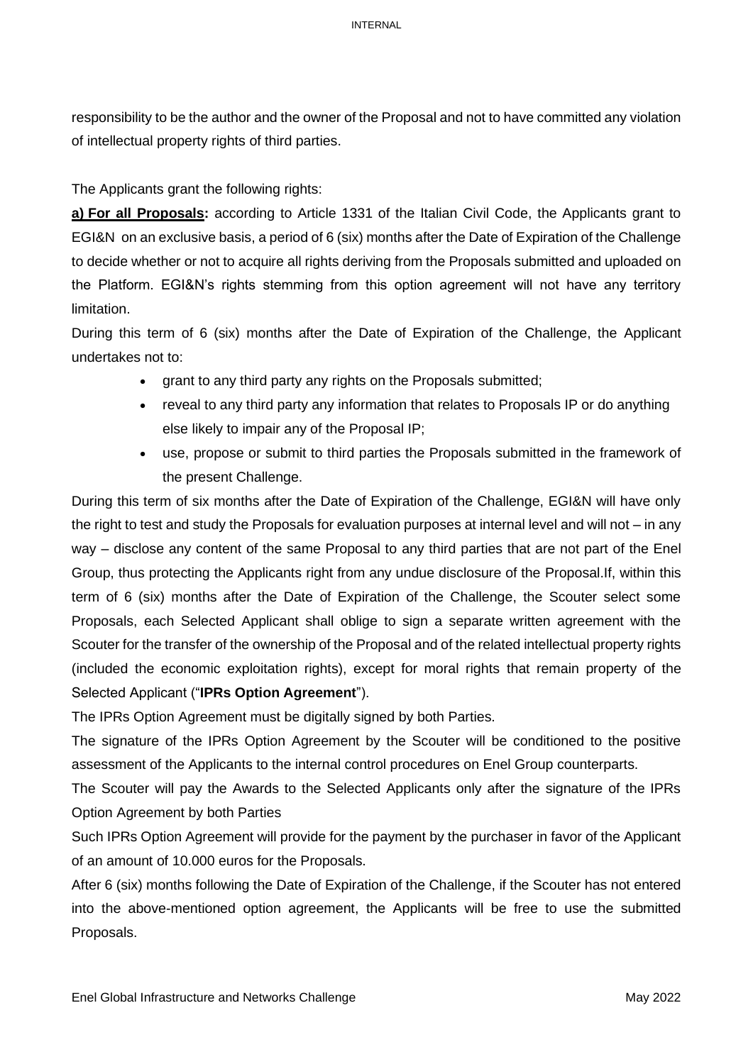responsibility to be the author and the owner of the Proposal and not to have committed any violation of intellectual property rights of third parties.

The Applicants grant the following rights:

**a) For all Proposals:** according to Article 1331 of the Italian Civil Code, the Applicants grant to EGI&N on an exclusive basis, a period of 6 (six) months after the Date of Expiration of the Challenge to decide whether or not to acquire all rights deriving from the Proposals submitted and uploaded on the Platform. EGI&N's rights stemming from this option agreement will not have any territory limitation.

During this term of 6 (six) months after the Date of Expiration of the Challenge, the Applicant undertakes not to:

- grant to any third party any rights on the Proposals submitted;
- reveal to any third party any information that relates to Proposals IP or do anything else likely to impair any of the Proposal IP;
- use, propose or submit to third parties the Proposals submitted in the framework of the present Challenge.

During this term of six months after the Date of Expiration of the Challenge, EGI&N will have only the right to test and study the Proposals for evaluation purposes at internal level and will not – in any way – disclose any content of the same Proposal to any third parties that are not part of the Enel Group, thus protecting the Applicants right from any undue disclosure of the Proposal.If, within this term of 6 (six) months after the Date of Expiration of the Challenge, the Scouter select some Proposals, each Selected Applicant shall oblige to sign a separate written agreement with the Scouter for the transfer of the ownership of the Proposal and of the related intellectual property rights (included the economic exploitation rights), except for moral rights that remain property of the Selected Applicant ("**IPRs Option Agreement**").

The IPRs Option Agreement must be digitally signed by both Parties.

The signature of the IPRs Option Agreement by the Scouter will be conditioned to the positive assessment of the Applicants to the internal control procedures on Enel Group counterparts.

The Scouter will pay the Awards to the Selected Applicants only after the signature of the IPRs Option Agreement by both Parties

Such IPRs Option Agreement will provide for the payment by the purchaser in favor of the Applicant of an amount of 10.000 euros for the Proposals.

After 6 (six) months following the Date of Expiration of the Challenge, if the Scouter has not entered into the above-mentioned option agreement, the Applicants will be free to use the submitted Proposals.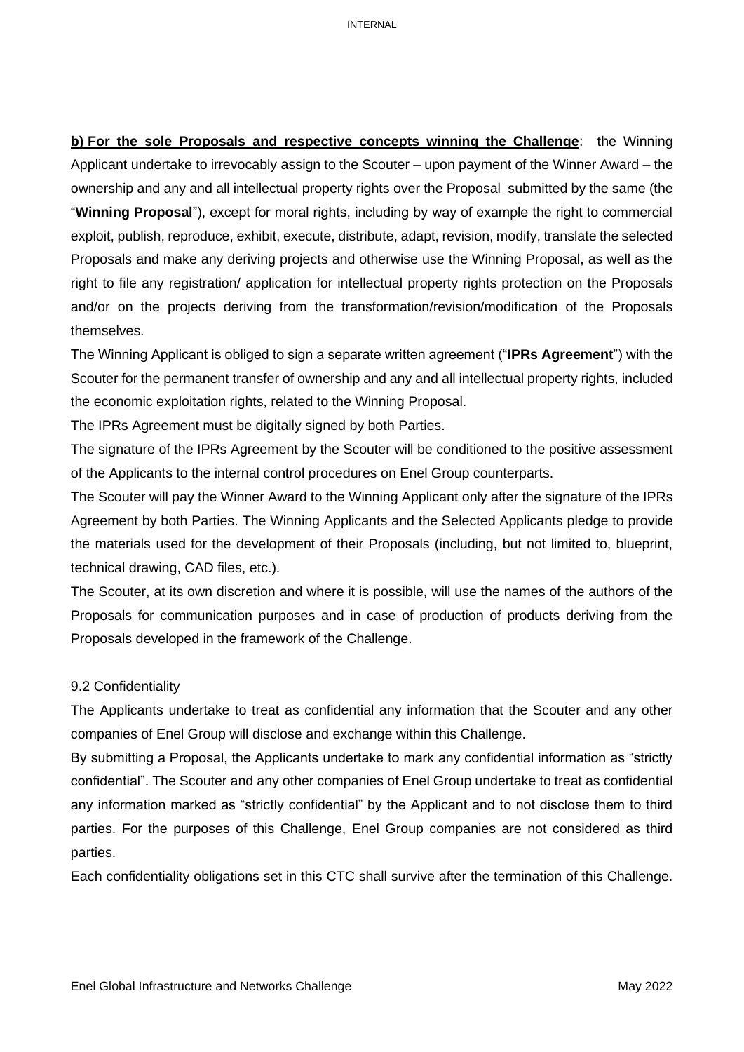**b) For the sole Proposals and respective concepts winning the Challenge**: the Winning Applicant undertake to irrevocably assign to the Scouter – upon payment of the Winner Award – the ownership and any and all intellectual property rights over the Proposal submitted by the same (the "**Winning Proposal**"), except for moral rights, including by way of example the right to commercial exploit, publish, reproduce, exhibit, execute, distribute, adapt, revision, modify, translate the selected Proposals and make any deriving projects and otherwise use the Winning Proposal, as well as the right to file any registration/ application for intellectual property rights protection on the Proposals and/or on the projects deriving from the transformation/revision/modification of the Proposals themselves.

The Winning Applicant is obliged to sign a separate written agreement ("**IPRs Agreement**") with the Scouter for the permanent transfer of ownership and any and all intellectual property rights, included the economic exploitation rights, related to the Winning Proposal.

The IPRs Agreement must be digitally signed by both Parties.

The signature of the IPRs Agreement by the Scouter will be conditioned to the positive assessment of the Applicants to the internal control procedures on Enel Group counterparts.

The Scouter will pay the Winner Award to the Winning Applicant only after the signature of the IPRs Agreement by both Parties. The Winning Applicants and the Selected Applicants pledge to provide the materials used for the development of their Proposals (including, but not limited to, blueprint, technical drawing, CAD files, etc.).

The Scouter, at its own discretion and where it is possible, will use the names of the authors of the Proposals for communication purposes and in case of production of products deriving from the Proposals developed in the framework of the Challenge.

9.2 Confidentiality

The Applicants undertake to treat as confidential any information that the Scouter and any other companies of Enel Group will disclose and exchange within this Challenge.

By submitting a Proposal, the Applicants undertake to mark any confidential information as "strictly confidential". The Scouter and any other companies of Enel Group undertake to treat as confidential any information marked as "strictly confidential" by the Applicant and to not disclose them to third parties. For the purposes of this Challenge, Enel Group companies are not considered as third parties.

Each confidentiality obligations set in this CTC shall survive after the termination of this Challenge.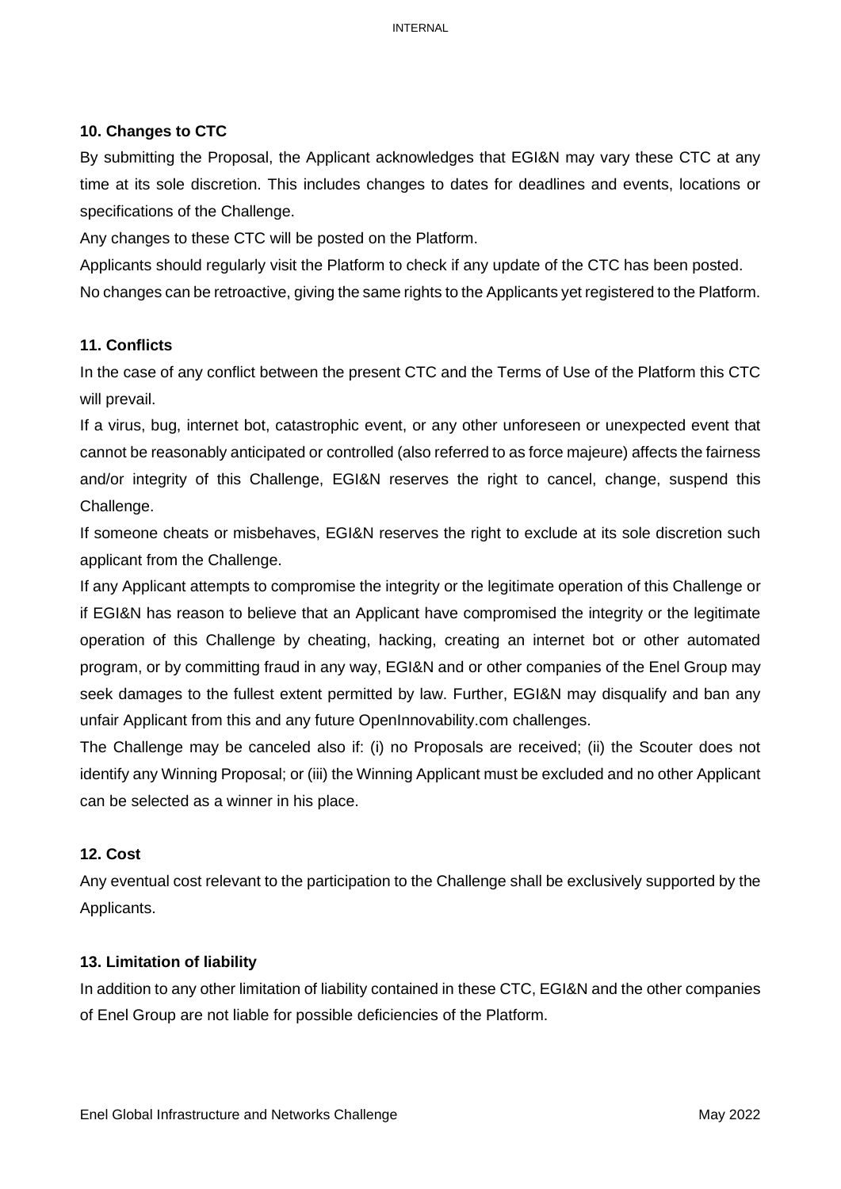### 10. Changes to CTC

By submitting the Proposal, the Applicant acknowledges that EGI&N may vary these CTC at any time at its sole discretion. This includes changes to dates for deadlines and events, locations or specifications of the Challenge.

Any changes to these CTC will be posted on the Platform.

Applicants should regularly visit the Platform to check if any update of the CTC has been posted.

No changes can be retroactive, giving the same rights to the Applicants yet registered to the Platform.

### 11. Conflicts

In the case of any conflict between the present CTC and the Terms of Use of the Platform this CTC will prevail.

If a virus, bug, internet bot, catastrophic event, or any other unforeseen or unexpected event that cannot be reasonably anticipated or controlled (also referred to as force majeure) affects the fairness and/or integrity of this Challenge, EGI&N reserves the right to cancel, change, suspend this Challenge.

If someone cheats or misbehaves, EGI&N reserves the right to exclude at its sole discretion such applicant from the Challenge.

If any Applicant attempts to compromise the integrity or the legitimate operation of this Challenge or if EGI&N has reason to believe that an Applicant have compromised the integrity or the legitimate operation of this Challenge by cheating, hacking, creating an internet bot or other automated program, or by committing fraud in any way, EGI&N and or other companies of the Enel Group may seek damages to the fullest extent permitted by law. Further, EGI&N may disqualify and ban any unfair Applicant from this and any future OpenInnovability.com challenges.

The Challenge may be canceled also if: (i) no Proposals are received; (ii) the Scouter does not identify any Winning Proposal; or (iii) the Winning Applicant must be excluded and no other Applicant can be selected as a winner in his place.

### 12. Cost

Any eventual cost relevant to the participation to the Challenge shall be exclusively supported by the Applicants.

### 13. Limitation of liability

In addition to any other limitation of liability contained in these CTC, EGI&N and the other companies of Enel Group are not liable for possible deficiencies of the Platform.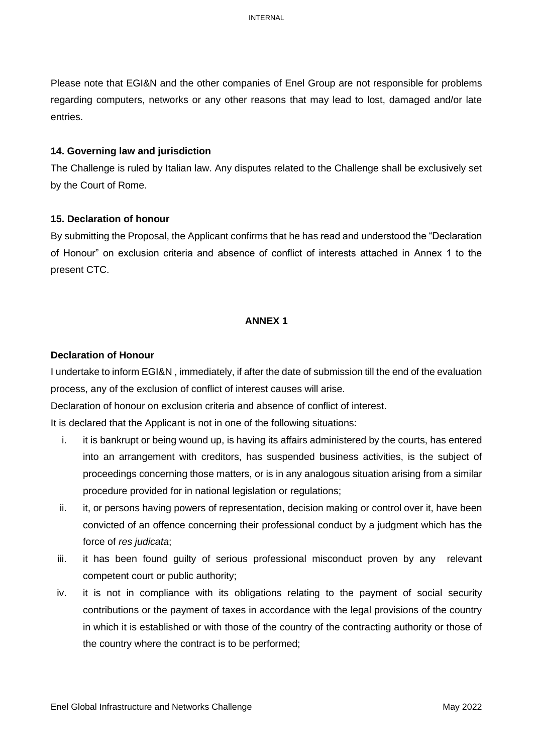Please note that EGI&N and the other companies of Enel Group are not responsible for problems regarding computers, networks or any other reasons that may lead to lost, damaged and/or late entries.

### 14. Governing law and jurisdiction

The Challenge is ruled by Italian law. Any disputes related to the Challenge shall be exclusively set by the Court of Rome.

### 15. Declaration of honour

By submitting the Proposal, the Applicant confirms that he has read and understood the "Declaration of Honour" on exclusion criteria and absence of conflict of interests attached in Annex 1 to the present CTC.

## ANNEX 1

### Declaration of Honour

I undertake to inform EGI&N , immediately, if after the date of submission till the end of the evaluation process, any of the exclusion of conflict of interest causes will arise.

Declaration of honour on exclusion criteria and absence of conflict of interest.

It is declared that the Applicant is not in one of the following situations:

i. it is bankrupt or being wound up, is having its affairs administered by the courts, has entered into an arrangement with creditors, has suspended business activities, is the subject of proceedings concerning those matters, or is in any analogous situation arising from a similar procedure provided for in national legislation or regulations;

ii. it, or persons having powers of representation, decision making or control over it, have been convicted of an offence concerning their professional conduct by a judgment which has the force of *res judicata*;

iii. it has been found guilty of serious professional misconduct proven by any relevant competent court or public authority;

iv. it is not in compliance with its obligations relating to the payment of social security contributions or the payment of taxes in accordance with the legal provisions of the country in which it is established or with those of the country of the contracting authority or those of the country where the contract is to be performed;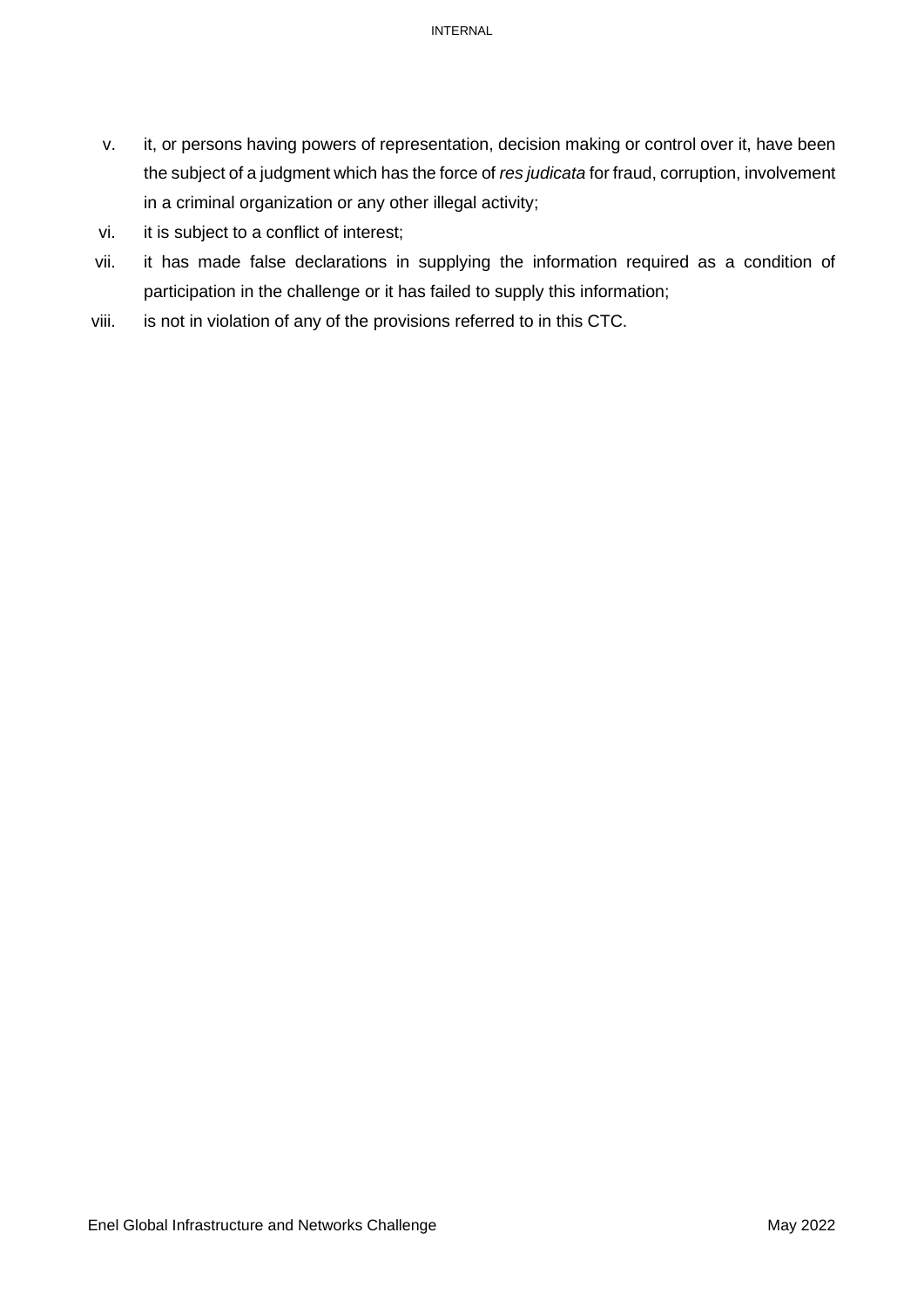v. it, or persons having powers of representation, decision making or control over it, have been the subject of a judgment which has the force of *res judicata* for fraud, corruption, involvement in a criminal organization or any other illegal activity;

vi. it is subject to a conflict of interest;

vii. it has made false declarations in supplying the information required as a condition of participation in the challenge or it has failed to supply this information;

viii. is not in violation of any of the provisions referred to in this CTC.